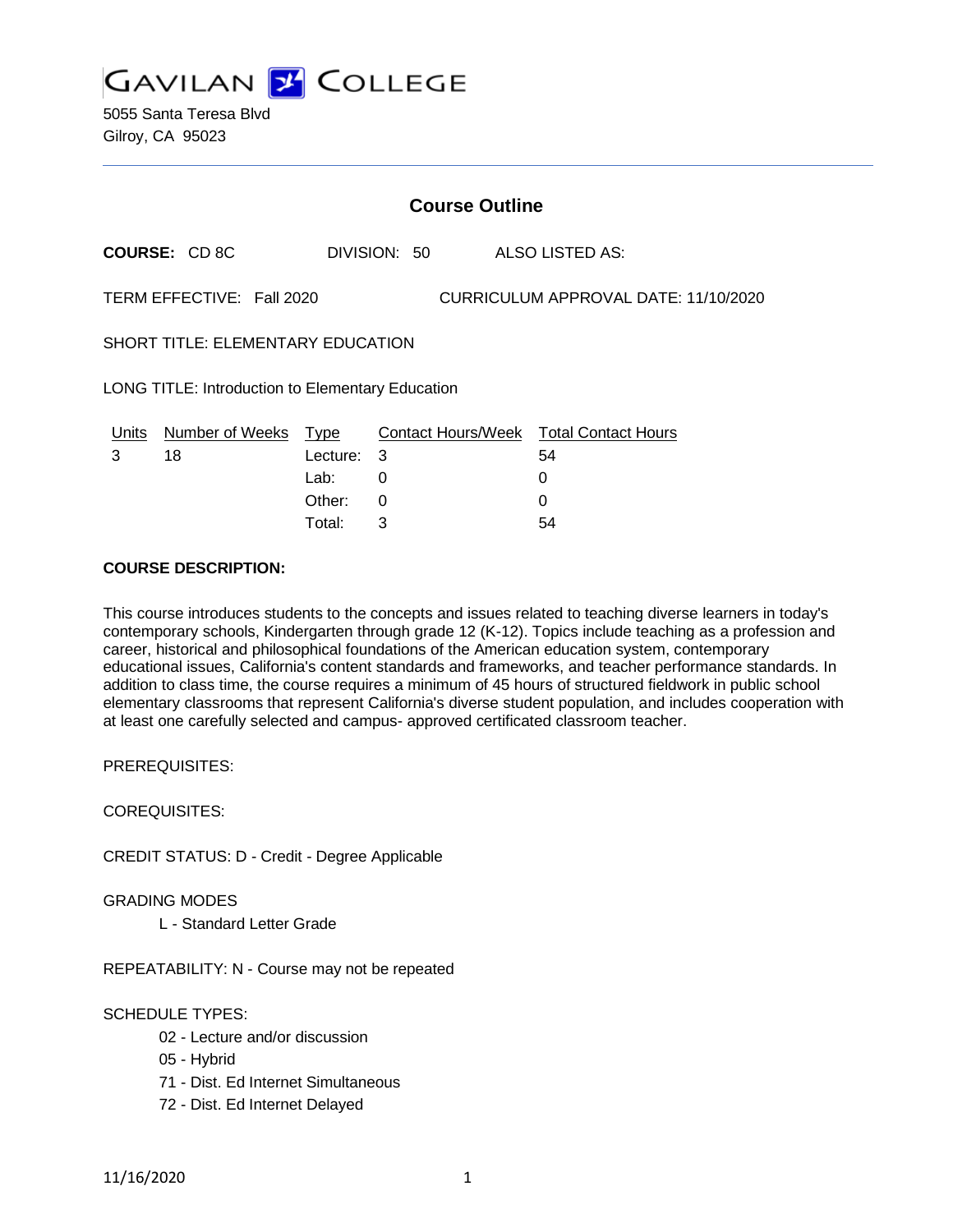GAVILAN COLLEGE

5055 Santa Teresa Blvd
Gilroy, CA 95023

# Course Outline

**COURSE:** CD 8C DIVISION: 50 ALSO LISTED AS:

TERM EFFECTIVE: Fall 2020 CURRICULUM APPROVAL DATE: 11/10/2020

SHORT TITLE: ELEMENTARY EDUCATION

LONG TITLE: Introduction to Elementary Education

| Units | Number of Weeks | Type | Contact Hours/Week | Total Contact Hours |
|---|---|---|---|---|
| 3 | 18 | Lecture: | 3 | 54 |
| | | Lab: | 0 | 0 |
| | | Other: | 0 | 0 |
| | | Total: | 3 | 54 |

**COURSE DESCRIPTION:**

This course introduces students to the concepts and issues related to teaching diverse learners in today's contemporary schools, Kindergarten through grade 12 (K-12). Topics include teaching as a profession and career, historical and philosophical foundations of the American education system, contemporary educational issues, California's content standards and frameworks, and teacher performance standards. In addition to class time, the course requires a minimum of 45 hours of structured fieldwork in public school elementary classrooms that represent California's diverse student population, and includes cooperation with at least one carefully selected and campus- approved certificated classroom teacher.

PREREQUISITES:

COREQUISITES:

CREDIT STATUS: D - Credit - Degree Applicable

GRADING MODES

L - Standard Letter Grade

REPEATABILITY: N - Course may not be repeated

SCHEDULE TYPES:

02 - Lecture and/or discussion
05 - Hybrid
71 - Dist. Ed Internet Simultaneous
72 - Dist. Ed Internet Delayed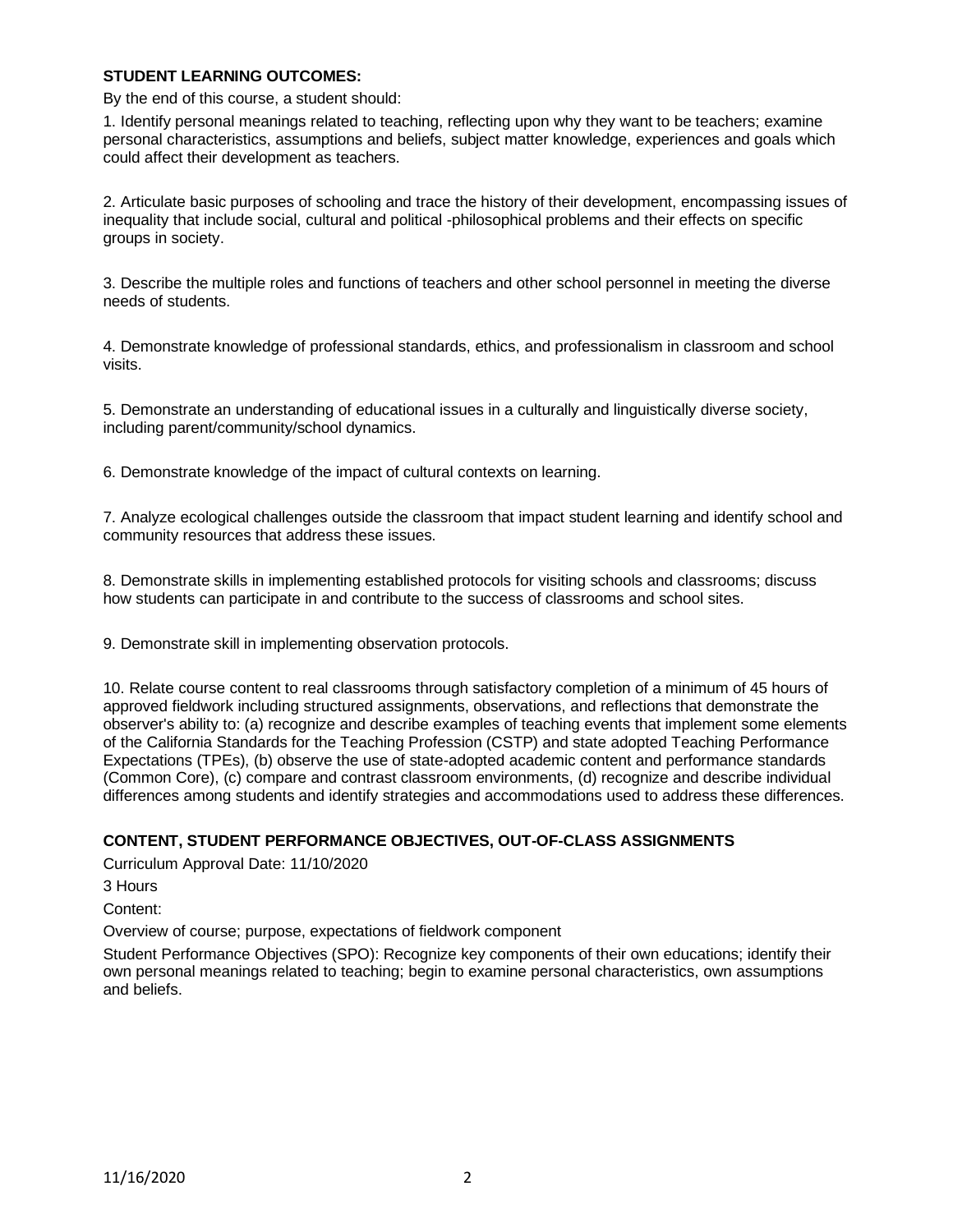**STUDENT LEARNING OUTCOMES:**

By the end of this course, a student should:

1. Identify personal meanings related to teaching, reflecting upon why they want to be teachers; examine personal characteristics, assumptions and beliefs, subject matter knowledge, experiences and goals which could affect their development as teachers.

2. Articulate basic purposes of schooling and trace the history of their development, encompassing issues of inequality that include social, cultural and political -philosophical problems and their effects on specific groups in society.

3. Describe the multiple roles and functions of teachers and other school personnel in meeting the diverse needs of students.

4. Demonstrate knowledge of professional standards, ethics, and professionalism in classroom and school visits.

5. Demonstrate an understanding of educational issues in a culturally and linguistically diverse society, including parent/community/school dynamics.

6. Demonstrate knowledge of the impact of cultural contexts on learning.

7. Analyze ecological challenges outside the classroom that impact student learning and identify school and community resources that address these issues.

8. Demonstrate skills in implementing established protocols for visiting schools and classrooms; discuss how students can participate in and contribute to the success of classrooms and school sites.

9. Demonstrate skill in implementing observation protocols.

10. Relate course content to real classrooms through satisfactory completion of a minimum of 45 hours of approved fieldwork including structured assignments, observations, and reflections that demonstrate the observer's ability to: (a) recognize and describe examples of teaching events that implement some elements of the California Standards for the Teaching Profession (CSTP) and state adopted Teaching Performance Expectations (TPEs), (b) observe the use of state-adopted academic content and performance standards (Common Core), (c) compare and contrast classroom environments, (d) recognize and describe individual differences among students and identify strategies and accommodations used to address these differences.

**CONTENT, STUDENT PERFORMANCE OBJECTIVES, OUT-OF-CLASS ASSIGNMENTS**

Curriculum Approval Date: 11/10/2020

3 Hours

Content:

Overview of course; purpose, expectations of fieldwork component

Student Performance Objectives (SPO): Recognize key components of their own educations; identify their own personal meanings related to teaching; begin to examine personal characteristics, own assumptions and beliefs.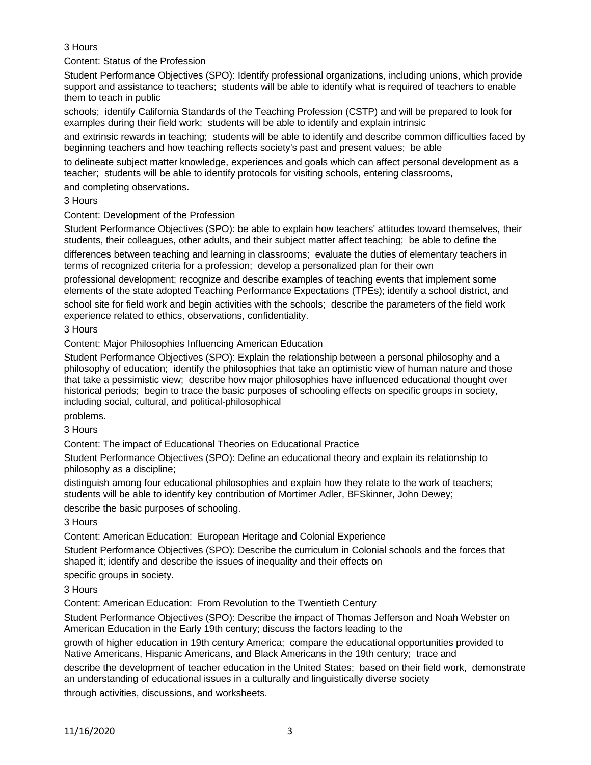3 Hours

Content: Status of the Profession

Student Performance Objectives (SPO): Identify professional organizations, including unions, which provide support and assistance to teachers; students will be able to identify what is required of teachers to enable them to teach in public schools; identify California Standards of the Teaching Profession (CSTP) and will be prepared to look for examples during their field work; students will be able to identify and explain intrinsic and extrinsic rewards in teaching; students will be able to identify and describe common difficulties faced by beginning teachers and how teaching reflects society's past and present values; be able to delineate subject matter knowledge, experiences and goals which can affect personal development as a teacher; students will be able to identify protocols for visiting schools, entering classrooms, and completing observations.

3 Hours

Content: Development of the Profession

Student Performance Objectives (SPO): be able to explain how teachers' attitudes toward themselves, their students, their colleagues, other adults, and their subject matter affect teaching; be able to define the differences between teaching and learning in classrooms; evaluate the duties of elementary teachers in terms of recognized criteria for a profession; develop a personalized plan for their own professional development; recognize and describe examples of teaching events that implement some elements of the state adopted Teaching Performance Expectations (TPEs); identify a school district, and school site for field work and begin activities with the schools; describe the parameters of the field work experience related to ethics, observations, confidentiality.

3 Hours

Content: Major Philosophies Influencing American Education

Student Performance Objectives (SPO): Explain the relationship between a personal philosophy and a philosophy of education; identify the philosophies that take an optimistic view of human nature and those that take a pessimistic view; describe how major philosophies have influenced educational thought over historical periods; begin to trace the basic purposes of schooling effects on specific groups in society, including social, cultural, and political-philosophical problems.

3 Hours

Content: The impact of Educational Theories on Educational Practice

Student Performance Objectives (SPO): Define an educational theory and explain its relationship to philosophy as a discipline; distinguish among four educational philosophies and explain how they relate to the work of teachers; students will be able to identify key contribution of Mortimer Adler, BFSkinner, John Dewey; describe the basic purposes of schooling.

3 Hours

Content: American Education: European Heritage and Colonial Experience

Student Performance Objectives (SPO): Describe the curriculum in Colonial schools and the forces that shaped it; identify and describe the issues of inequality and their effects on specific groups in society.

3 Hours

Content: American Education: From Revolution to the Twentieth Century

Student Performance Objectives (SPO): Describe the impact of Thomas Jefferson and Noah Webster on American Education in the Early 19th century; discuss the factors leading to the growth of higher education in 19th century America; compare the educational opportunities provided to Native Americans, Hispanic Americans, and Black Americans in the 19th century; trace and describe the development of teacher education in the United States; based on their field work, demonstrate an understanding of educational issues in a culturally and linguistically diverse society through activities, discussions, and worksheets.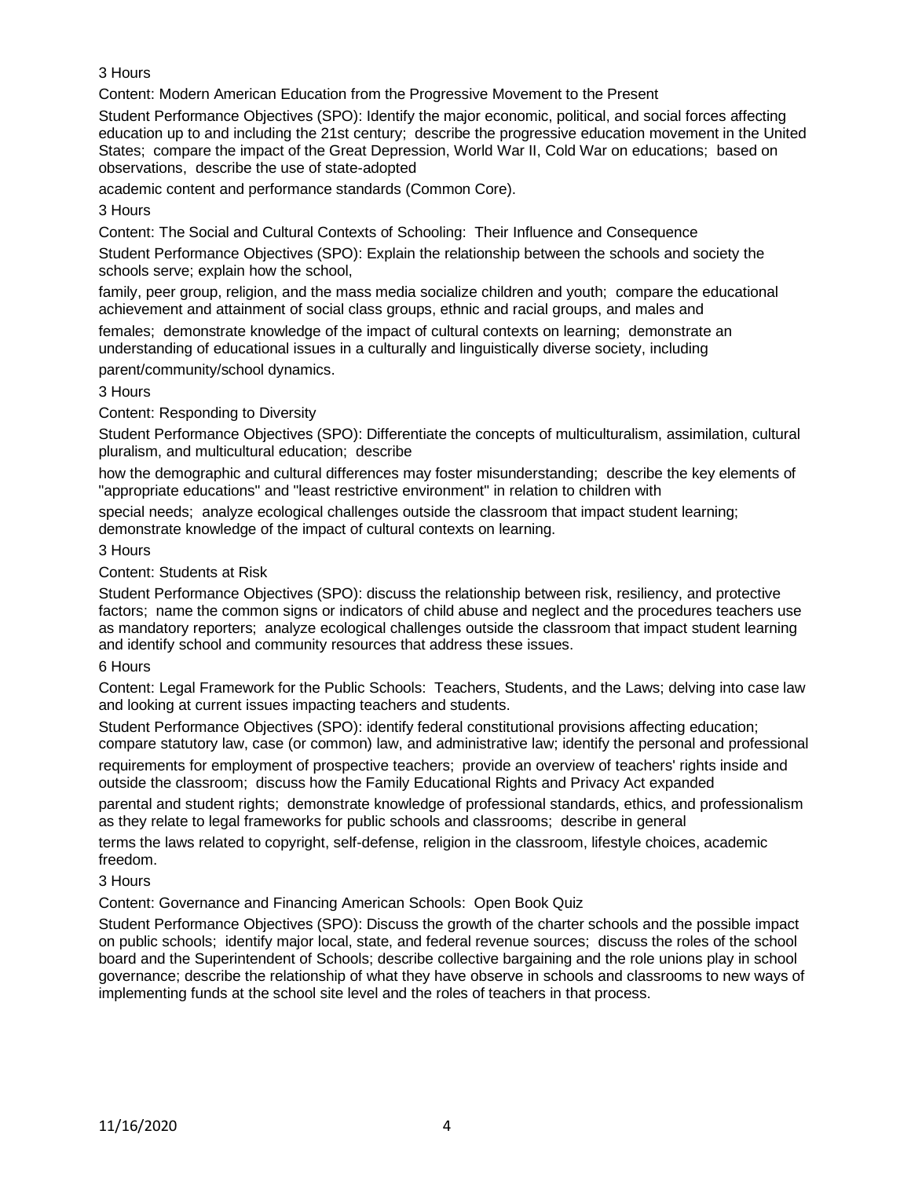3 Hours

Content: Modern American Education from the Progressive Movement to the Present

Student Performance Objectives (SPO): Identify the major economic, political, and social forces affecting education up to and including the 21st century; describe the progressive education movement in the United States; compare the impact of the Great Depression, World War II, Cold War on educations; based on observations, describe the use of state-adopted academic content and performance standards (Common Core).

3 Hours

Content: The Social and Cultural Contexts of Schooling: Their Influence and Consequence

Student Performance Objectives (SPO): Explain the relationship between the schools and society the schools serve; explain how the school, family, peer group, religion, and the mass media socialize children and youth; compare the educational achievement and attainment of social class groups, ethnic and racial groups, and males and females; demonstrate knowledge of the impact of cultural contexts on learning; demonstrate an understanding of educational issues in a culturally and linguistically diverse society, including parent/community/school dynamics.

3 Hours

Content: Responding to Diversity

Student Performance Objectives (SPO): Differentiate the concepts of multiculturalism, assimilation, cultural pluralism, and multicultural education; describe how the demographic and cultural differences may foster misunderstanding; describe the key elements of "appropriate educations" and "least restrictive environment" in relation to children with special needs; analyze ecological challenges outside the classroom that impact student learning; demonstrate knowledge of the impact of cultural contexts on learning.

3 Hours

Content: Students at Risk

Student Performance Objectives (SPO): discuss the relationship between risk, resiliency, and protective factors; name the common signs or indicators of child abuse and neglect and the procedures teachers use as mandatory reporters; analyze ecological challenges outside the classroom that impact student learning and identify school and community resources that address these issues.

6 Hours

Content: Legal Framework for the Public Schools: Teachers, Students, and the Laws; delving into case law and looking at current issues impacting teachers and students.

Student Performance Objectives (SPO): identify federal constitutional provisions affecting education; compare statutory law, case (or common) law, and administrative law; identify the personal and professional requirements for employment of prospective teachers; provide an overview of teachers' rights inside and outside the classroom; discuss how the Family Educational Rights and Privacy Act expanded parental and student rights; demonstrate knowledge of professional standards, ethics, and professionalism as they relate to legal frameworks for public schools and classrooms; describe in general terms the laws related to copyright, self-defense, religion in the classroom, lifestyle choices, academic freedom.

3 Hours

Content: Governance and Financing American Schools: Open Book Quiz

Student Performance Objectives (SPO): Discuss the growth of the charter schools and the possible impact on public schools; identify major local, state, and federal revenue sources; discuss the roles of the school board and the Superintendent of Schools; describe collective bargaining and the role unions play in school governance; describe the relationship of what they have observe in schools and classrooms to new ways of implementing funds at the school site level and the roles of teachers in that process.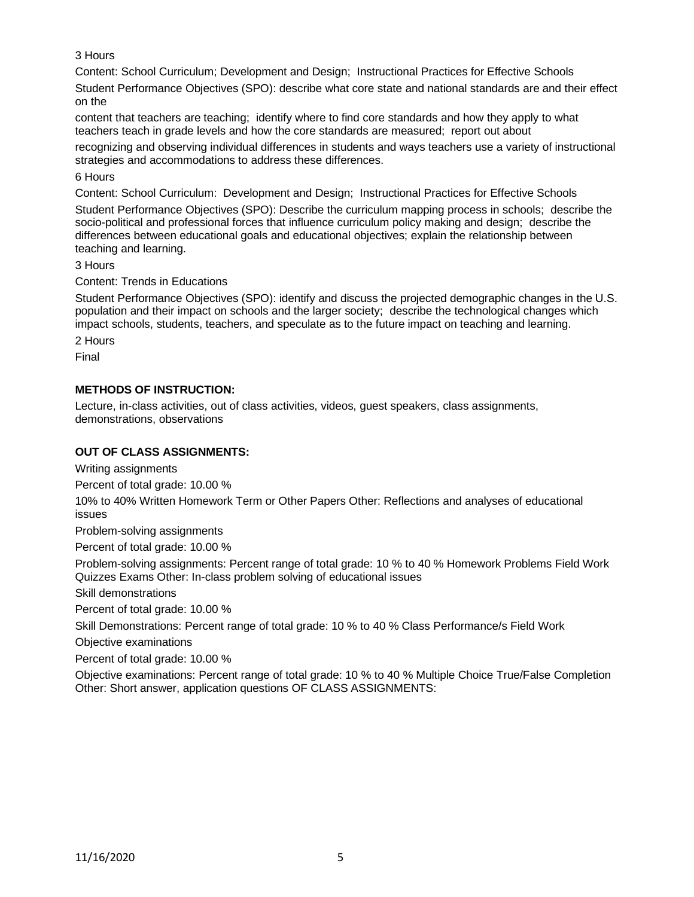3 Hours

Content: School Curriculum; Development and Design; Instructional Practices for Effective Schools

Student Performance Objectives (SPO): describe what core state and national standards are and their effect on the

content that teachers are teaching; identify where to find core standards and how they apply to what teachers teach in grade levels and how the core standards are measured; report out about

recognizing and observing individual differences in students and ways teachers use a variety of instructional strategies and accommodations to address these differences.

6 Hours

Content: School Curriculum: Development and Design; Instructional Practices for Effective Schools

Student Performance Objectives (SPO): Describe the curriculum mapping process in schools; describe the socio-political and professional forces that influence curriculum policy making and design; describe the differences between educational goals and educational objectives; explain the relationship between teaching and learning.

3 Hours

Content: Trends in Educations

Student Performance Objectives (SPO): identify and discuss the projected demographic changes in the U.S. population and their impact on schools and the larger society; describe the technological changes which impact schools, students, teachers, and speculate as to the future impact on teaching and learning.

2 Hours

Final

**METHODS OF INSTRUCTION:**

Lecture, in-class activities, out of class activities, videos, guest speakers, class assignments, demonstrations, observations

**OUT OF CLASS ASSIGNMENTS:**

Writing assignments

Percent of total grade: 10.00 %

10% to 40% Written Homework Term or Other Papers Other: Reflections and analyses of educational issues

Problem-solving assignments

Percent of total grade: 10.00 %

Problem-solving assignments: Percent range of total grade: 10 % to 40 % Homework Problems Field Work Quizzes Exams Other: In-class problem solving of educational issues

Skill demonstrations

Percent of total grade: 10.00 %

Skill Demonstrations: Percent range of total grade: 10 % to 40 % Class Performance/s Field Work

Objective examinations

Percent of total grade: 10.00 %

Objective examinations: Percent range of total grade: 10 % to 40 % Multiple Choice True/False Completion Other: Short answer, application questions OF CLASS ASSIGNMENTS: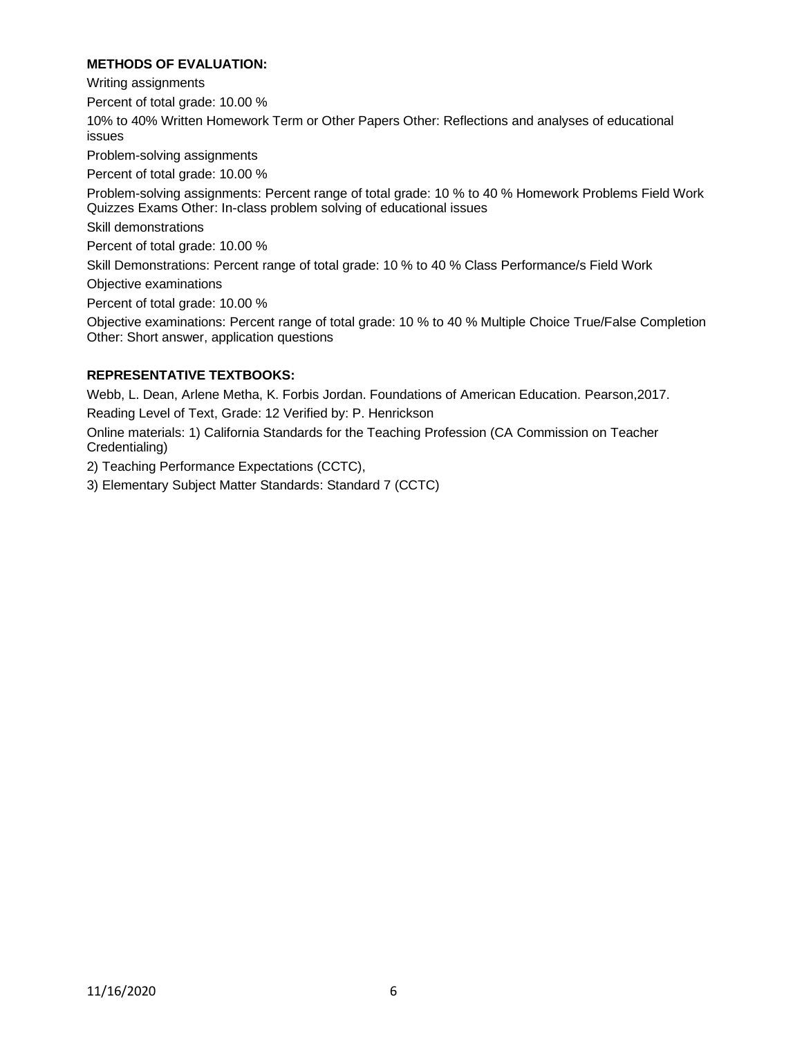**METHODS OF EVALUATION:**

Writing assignments

Percent of total grade: 10.00 %

10% to 40% Written Homework Term or Other Papers Other: Reflections and analyses of educational issues

Problem-solving assignments

Percent of total grade: 10.00 %

Problem-solving assignments: Percent range of total grade: 10 % to 40 % Homework Problems Field Work Quizzes Exams Other: In-class problem solving of educational issues

Skill demonstrations

Percent of total grade: 10.00 %

Skill Demonstrations: Percent range of total grade: 10 % to 40 % Class Performance/s Field Work

Objective examinations

Percent of total grade: 10.00 %

Objective examinations: Percent range of total grade: 10 % to 40 % Multiple Choice True/False Completion Other: Short answer, application questions

**REPRESENTATIVE TEXTBOOKS:**

Webb, L. Dean, Arlene Metha, K. Forbis Jordan. Foundations of American Education. Pearson,2017.

Reading Level of Text, Grade: 12 Verified by: P. Henrickson

Online materials: 1) California Standards for the Teaching Profession (CA Commission on Teacher Credentialing)

2) Teaching Performance Expectations (CCTC),

3) Elementary Subject Matter Standards: Standard 7 (CCTC)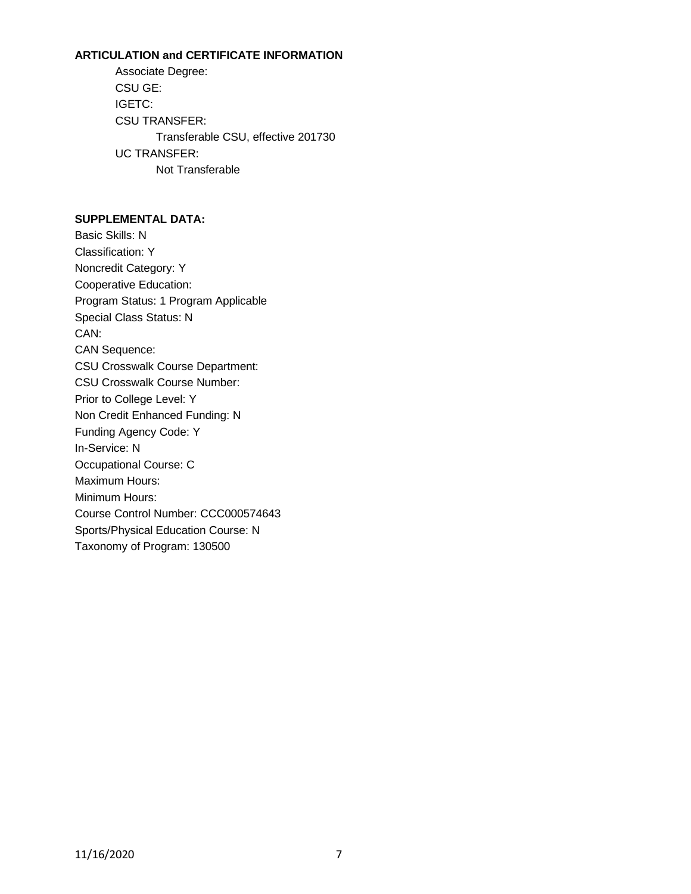**ARTICULATION and CERTIFICATE INFORMATION**

Associate Degree:
CSU GE:
IGETC:
CSU TRANSFER:
Transferable CSU, effective 201730
UC TRANSFER:
Not Transferable

**SUPPLEMENTAL DATA:**

Basic Skills: N
Classification: Y
Noncredit Category: Y
Cooperative Education:
Program Status: 1 Program Applicable
Special Class Status: N
CAN:
CAN Sequence:
CSU Crosswalk Course Department:
CSU Crosswalk Course Number:
Prior to College Level: Y
Non Credit Enhanced Funding: N
Funding Agency Code: Y
In-Service: N
Occupational Course: C
Maximum Hours:
Minimum Hours:
Course Control Number: CCC000574643
Sports/Physical Education Course: N
Taxonomy of Program: 130500